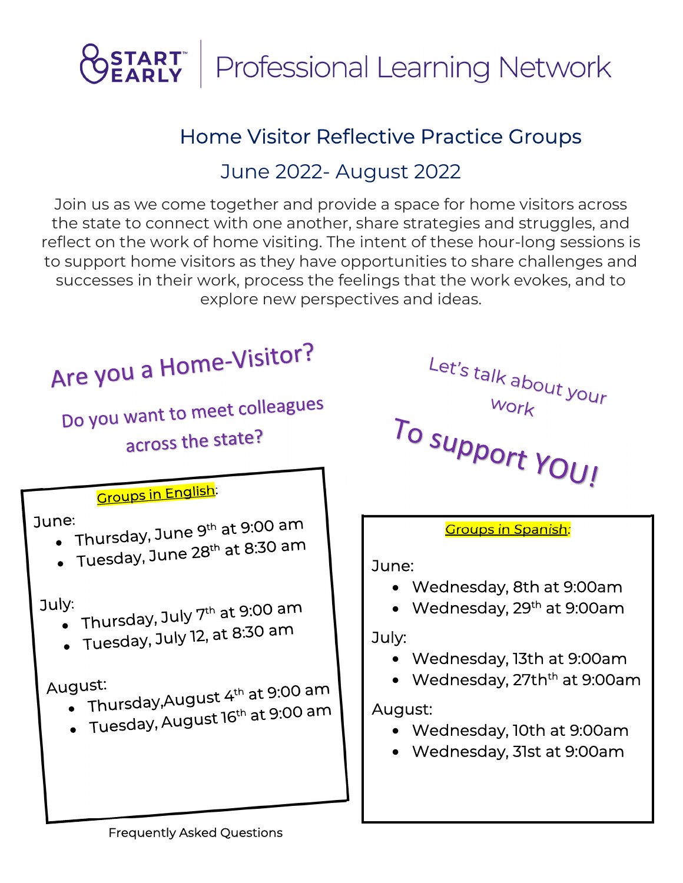START EARLY | Professional Learning Network

## Home Visitor Reflective Practice Groups

## June 2022- August 2022

Join us as we come together and provide a space for home visitors across the state to connect with one another, share strategies and struggles, and reflect on the work of home visiting. The intent of these hour-long sessions is to support home visitors as they have opportunities to share challenges and successes in their work, process the feelings that the work evokes, and to explore new perspectives and ideas.

**Are you a Home-Visitor?**

**Do you want to meet colleagues across the state?**

**Let's talk about your work**

**To support YOU!**

**Groups in English:**

June:

- Thursday, June 9th at 9:00 am
- Tuesday, June 28th at 8:30 am

July:

- Thursday, July 7th at 9:00 am
- Tuesday, July 12, at 8:30 am

August:

- Thursday,August 4th at 9:00 am
- Tuesday, August 16th at 9:00 am

**Groups in Spanish:**

June:

- Wednesday, 8th at 9:00am
- Wednesday, 29th at 9:00am

July:

- Wednesday, 13th at 9:00am
- Wednesday, 27thth at 9:00am

August:

- Wednesday, 10th at 9:00am
- Wednesday, 31st at 9:00am

Frequently Asked Questions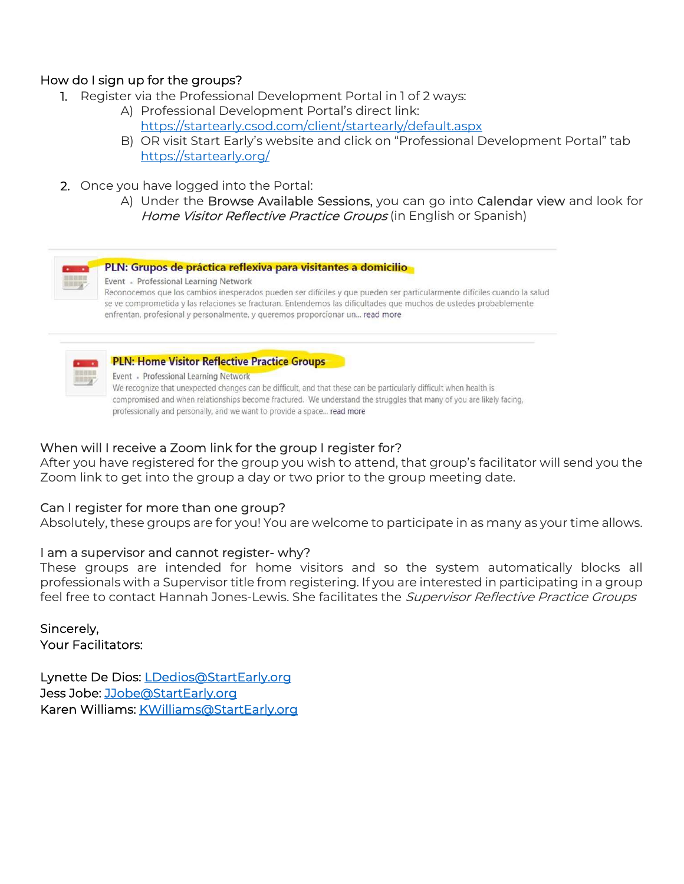How do I sign up for the groups?

1. Register via the Professional Development Portal in 1 of 2 ways:
   A) Professional Development Portal's direct link: https://startearly.csod.com/client/startearly/default.aspx
   B) OR visit Start Early's website and click on "Professional Development Portal" tab https://startearly.org/

2. Once you have logged into the Portal:
   A) Under the Browse Available Sessions, you can go into Calendar view and look for *Home Visitor Reflective Practice Groups* (in English or Spanish)

**PLN: Grupos de práctica reflexiva para visitantes a domicilio**
Event • Professional Learning Network
Reconocemos que los cambios inesperados pueden ser difíciles y que pueden ser particularmente difíciles cuando la salud se ve comprometida y las relaciones se fracturan. Entendemos las dificultades que muchos de ustedes probablemente enfrentan, profesional y personalmente, y queremos proporcionar un... read more

**PLN: Home Visitor Reflective Practice Groups**
Event • Professional Learning Network
We recognize that unexpected changes can be difficult, and that these can be particularly difficult when health is compromised and when relationships become fractured. We understand the struggles that many of you are likely facing, professionally and personally, and we want to provide a space... read more

When will I receive a Zoom link for the group I register for?
After you have registered for the group you wish to attend, that group's facilitator will send you the Zoom link to get into the group a day or two prior to the group meeting date.

Can I register for more than one group?
Absolutely, these groups are for you! You are welcome to participate in as many as your time allows.

I am a supervisor and cannot register- why?
These groups are intended for home visitors and so the system automatically blocks all professionals with a Supervisor title from registering. If you are interested in participating in a group feel free to contact Hannah Jones-Lewis. She facilitates the *Supervisor Reflective Practice Groups*

Sincerely,
Your Facilitators:

Lynette De Dios: LDedios@StartEarly.org
Jess Jobe: JJobe@StartEarly.org
Karen Williams: KWilliams@StartEarly.org